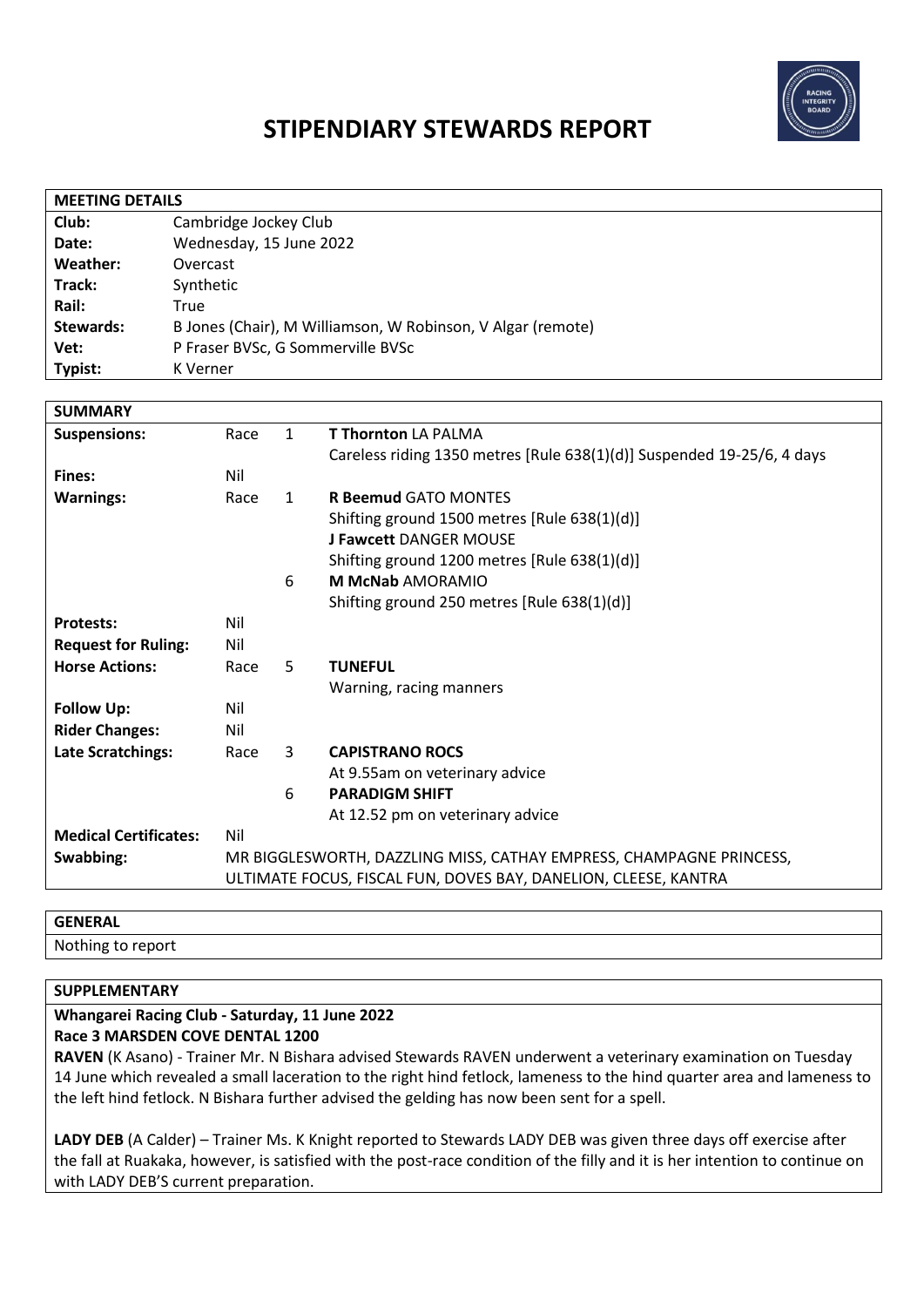# STIPENDIARY STEWARDS REPORT

| MEETING DETAILS | |
|---|---|
| **Club:** | Cambridge Jockey Club |
| **Date:** | Wednesday, 15 June 2022 |
| **Weather:** | Overcast |
| **Track:** | Synthetic |
| **Rail:** | True |
| **Stewards:** | B Jones (Chair), M Williamson, W Robinson, V Algar (remote) |
| **Vet:** | P Fraser BVSc, G Sommerville BVSc |
| **Typist:** | K Verner |

| SUMMARY | | | |
|---|---|---|---|
| **Suspensions:** | Race | 1 | **T Thornton** LA PALMA |
| | | | Careless riding 1350 metres [Rule 638(1)(d)] Suspended 19-25/6, 4 days |
| **Fines:** | Nil | | |
| **Warnings:** | Race | 1 | **R Beemud** GATO MONTES |
| | | | Shifting ground 1500 metres [Rule 638(1)(d)] |
| | | | **J Fawcett** DANGER MOUSE |
| | | | Shifting ground 1200 metres [Rule 638(1)(d)] |
| | | 6 | **M McNab** AMORAMIO |
| | | | Shifting ground 250 metres [Rule 638(1)(d)] |
| **Protests:** | Nil | | |
| **Request for Ruling:** | Nil | | |
| **Horse Actions:** | Race | 5 | **TUNEFUL** |
| | | | Warning, racing manners |
| **Follow Up:** | Nil | | |
| **Rider Changes:** | Nil | | |
| **Late Scratchings:** | Race | 3 | **CAPISTRANO ROCS** |
| | | | At 9.55am on veterinary advice |
| | | 6 | **PARADIGM SHIFT** |
| | | | At 12.52 pm on veterinary advice |
| **Medical Certificates:** | Nil | | |
| **Swabbing:** | MR BIGGLESWORTH, DAZZLING MISS, CATHAY EMPRESS, CHAMPAGNE PRINCESS, ULTIMATE FOCUS, FISCAL FUN, DOVES BAY, DANELION, CLEESE, KANTRA | | |

## GENERAL

Nothing to report

## SUPPLEMENTARY

**Whangarei Racing Club - Saturday, 11 June 2022**
**Race 3 MARSDEN COVE DENTAL 1200**

**RAVEN** (K Asano) - Trainer Mr. N Bishara advised Stewards RAVEN underwent a veterinary examination on Tuesday 14 June which revealed a small laceration to the right hind fetlock, lameness to the hind quarter area and lameness to the left hind fetlock. N Bishara further advised the gelding has now been sent for a spell.

**LADY DEB** (A Calder) – Trainer Ms. K Knight reported to Stewards LADY DEB was given three days off exercise after the fall at Ruakaka, however, is satisfied with the post-race condition of the filly and it is her intention to continue on with LADY DEB'S current preparation.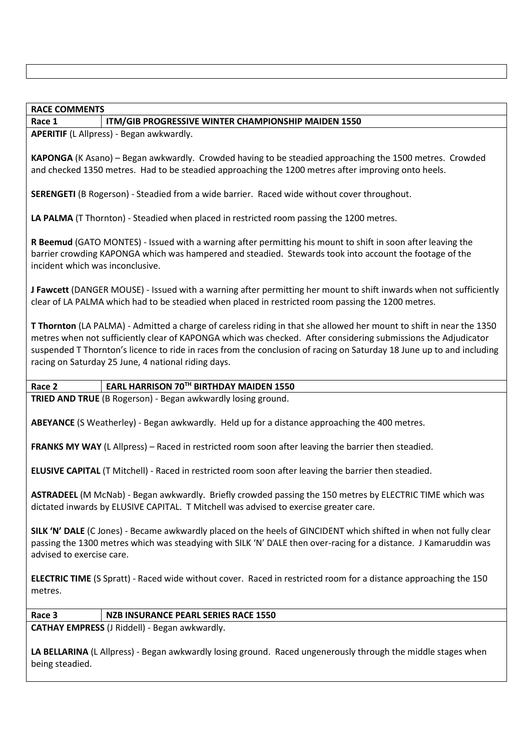## RACE COMMENTS

### Race 1 — ITM/GIB PROGRESSIVE WINTER CHAMPIONSHIP MAIDEN 1550

**APERITIF** (L Allpress) - Began awkwardly.

**KAPONGA** (K Asano) – Began awkwardly. Crowded having to be steadied approaching the 1500 metres. Crowded and checked 1350 metres. Had to be steadied approaching the 1200 metres after improving onto heels.

**SERENGETI** (B Rogerson) - Steadied from a wide barrier. Raced wide without cover throughout.

**LA PALMA** (T Thornton) - Steadied when placed in restricted room passing the 1200 metres.

**R Beemud** (GATO MONTES) - Issued with a warning after permitting his mount to shift in soon after leaving the barrier crowding KAPONGA which was hampered and steadied. Stewards took into account the footage of the incident which was inconclusive.

**J Fawcett** (DANGER MOUSE) - Issued with a warning after permitting her mount to shift inwards when not sufficiently clear of LA PALMA which had to be steadied when placed in restricted room passing the 1200 metres.

**T Thornton** (LA PALMA) - Admitted a charge of careless riding in that she allowed her mount to shift in near the 1350 metres when not sufficiently clear of KAPONGA which was checked. After considering submissions the Adjudicator suspended T Thornton's licence to ride in races from the conclusion of racing on Saturday 18 June up to and including racing on Saturday 25 June, 4 national riding days.

### Race 2 — EARL HARRISON 70TH BIRTHDAY MAIDEN 1550

**TRIED AND TRUE** (B Rogerson) - Began awkwardly losing ground.

**ABEYANCE** (S Weatherley) - Began awkwardly. Held up for a distance approaching the 400 metres.

**FRANKS MY WAY** (L Allpress) – Raced in restricted room soon after leaving the barrier then steadied.

**ELUSIVE CAPITAL** (T Mitchell) - Raced in restricted room soon after leaving the barrier then steadied.

**ASTRADEEL** (M McNab) - Began awkwardly. Briefly crowded passing the 150 metres by ELECTRIC TIME which was dictated inwards by ELUSIVE CAPITAL. T Mitchell was advised to exercise greater care.

**SILK 'N' DALE** (C Jones) - Became awkwardly placed on the heels of GINCIDENT which shifted in when not fully clear passing the 1300 metres which was steadying with SILK 'N' DALE then over-racing for a distance. J Kamaruddin was advised to exercise care.

**ELECTRIC TIME** (S Spratt) - Raced wide without cover. Raced in restricted room for a distance approaching the 150 metres.

### Race 3 — NZB INSURANCE PEARL SERIES RACE 1550

**CATHAY EMPRESS** (J Riddell) - Began awkwardly.

**LA BELLARINA** (L Allpress) - Began awkwardly losing ground. Raced ungenerously through the middle stages when being steadied.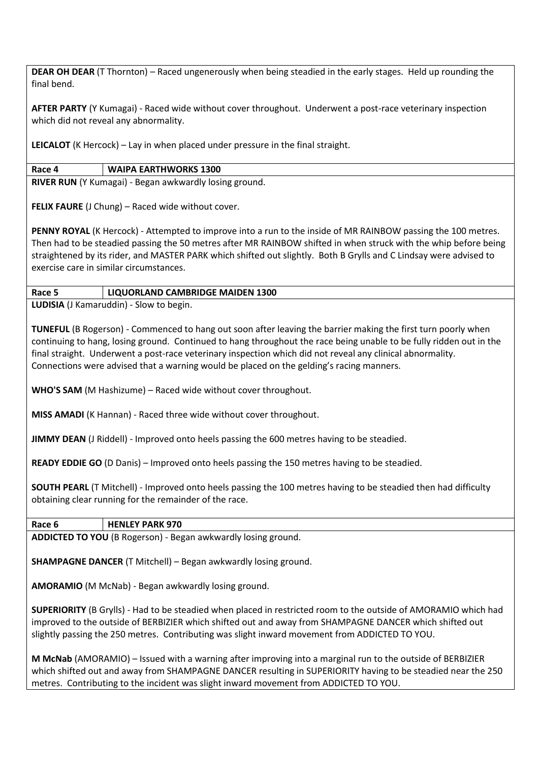**DEAR OH DEAR** (T Thornton) – Raced ungenerously when being steadied in the early stages. Held up rounding the final bend.

**AFTER PARTY** (Y Kumagai) - Raced wide without cover throughout. Underwent a post-race veterinary inspection which did not reveal any abnormality.

**LEICALOT** (K Hercock) – Lay in when placed under pressure in the final straight.

| Race 4 | WAIPA EARTHWORKS 1300 |
|---|---|

**RIVER RUN** (Y Kumagai) - Began awkwardly losing ground.

**FELIX FAURE** (J Chung) – Raced wide without cover.

**PENNY ROYAL** (K Hercock) - Attempted to improve into a run to the inside of MR RAINBOW passing the 100 metres. Then had to be steadied passing the 50 metres after MR RAINBOW shifted in when struck with the whip before being straightened by its rider, and MASTER PARK which shifted out slightly. Both B Grylls and C Lindsay were advised to exercise care in similar circumstances.

| Race 5 | LIQUORLAND CAMBRIDGE MAIDEN 1300 |
|---|---|

**LUDISIA** (J Kamaruddin) - Slow to begin.

**TUNEFUL** (B Rogerson) - Commenced to hang out soon after leaving the barrier making the first turn poorly when continuing to hang, losing ground. Continued to hang throughout the race being unable to be fully ridden out in the final straight. Underwent a post-race veterinary inspection which did not reveal any clinical abnormality. Connections were advised that a warning would be placed on the gelding's racing manners.

**WHO'S SAM** (M Hashizume) – Raced wide without cover throughout.

**MISS AMADI** (K Hannan) - Raced three wide without cover throughout.

**JIMMY DEAN** (J Riddell) - Improved onto heels passing the 600 metres having to be steadied.

**READY EDDIE GO** (D Danis) – Improved onto heels passing the 150 metres having to be steadied.

**SOUTH PEARL** (T Mitchell) - Improved onto heels passing the 100 metres having to be steadied then had difficulty obtaining clear running for the remainder of the race.

| Race 6 | HENLEY PARK 970 |
|---|---|

**ADDICTED TO YOU** (B Rogerson) - Began awkwardly losing ground.

**SHAMPAGNE DANCER** (T Mitchell) – Began awkwardly losing ground.

**AMORAMIO** (M McNab) - Began awkwardly losing ground.

**SUPERIORITY** (B Grylls) - Had to be steadied when placed in restricted room to the outside of AMORAMIO which had improved to the outside of BERBIZIER which shifted out and away from SHAMPAGNE DANCER which shifted out slightly passing the 250 metres. Contributing was slight inward movement from ADDICTED TO YOU.

**M McNab** (AMORAMIO) – Issued with a warning after improving into a marginal run to the outside of BERBIZIER which shifted out and away from SHAMPAGNE DANCER resulting in SUPERIORITY having to be steadied near the 250 metres. Contributing to the incident was slight inward movement from ADDICTED TO YOU.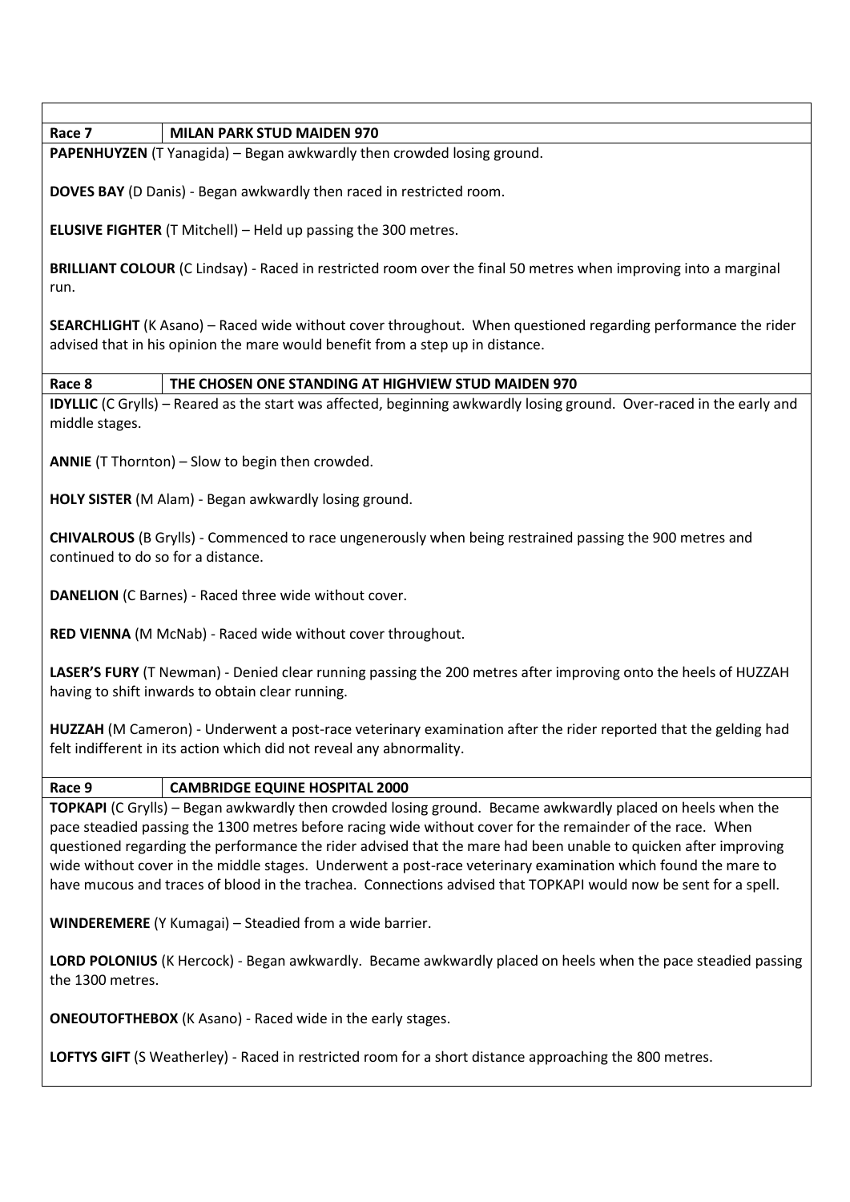## Race 7 — MILAN PARK STUD MAIDEN 970

**PAPENHUYZEN** (T Yanagida) – Began awkwardly then crowded losing ground.

**DOVES BAY** (D Danis) - Began awkwardly then raced in restricted room.

**ELUSIVE FIGHTER** (T Mitchell) – Held up passing the 300 metres.

**BRILLIANT COLOUR** (C Lindsay) - Raced in restricted room over the final 50 metres when improving into a marginal run.

**SEARCHLIGHT** (K Asano) – Raced wide without cover throughout. When questioned regarding performance the rider advised that in his opinion the mare would benefit from a step up in distance.

## Race 8 — THE CHOSEN ONE STANDING AT HIGHVIEW STUD MAIDEN 970

**IDYLLIC** (C Grylls) – Reared as the start was affected, beginning awkwardly losing ground. Over-raced in the early and middle stages.

**ANNIE** (T Thornton) – Slow to begin then crowded.

**HOLY SISTER** (M Alam) - Began awkwardly losing ground.

**CHIVALROUS** (B Grylls) - Commenced to race ungenerously when being restrained passing the 900 metres and continued to do so for a distance.

**DANELION** (C Barnes) - Raced three wide without cover.

**RED VIENNA** (M McNab) - Raced wide without cover throughout.

**LASER'S FURY** (T Newman) - Denied clear running passing the 200 metres after improving onto the heels of HUZZAH having to shift inwards to obtain clear running.

**HUZZAH** (M Cameron) - Underwent a post-race veterinary examination after the rider reported that the gelding had felt indifferent in its action which did not reveal any abnormality.

## Race 9 — CAMBRIDGE EQUINE HOSPITAL 2000

**TOPKAPI** (C Grylls) – Began awkwardly then crowded losing ground. Became awkwardly placed on heels when the pace steadied passing the 1300 metres before racing wide without cover for the remainder of the race. When questioned regarding the performance the rider advised that the mare had been unable to quicken after improving wide without cover in the middle stages. Underwent a post-race veterinary examination which found the mare to have mucous and traces of blood in the trachea. Connections advised that TOPKAPI would now be sent for a spell.

**WINDEREMERE** (Y Kumagai) – Steadied from a wide barrier.

**LORD POLONIUS** (K Hercock) - Began awkwardly. Became awkwardly placed on heels when the pace steadied passing the 1300 metres.

**ONEOUTOFTHEBOX** (K Asano) - Raced wide in the early stages.

**LOFTYS GIFT** (S Weatherley) - Raced in restricted room for a short distance approaching the 800 metres.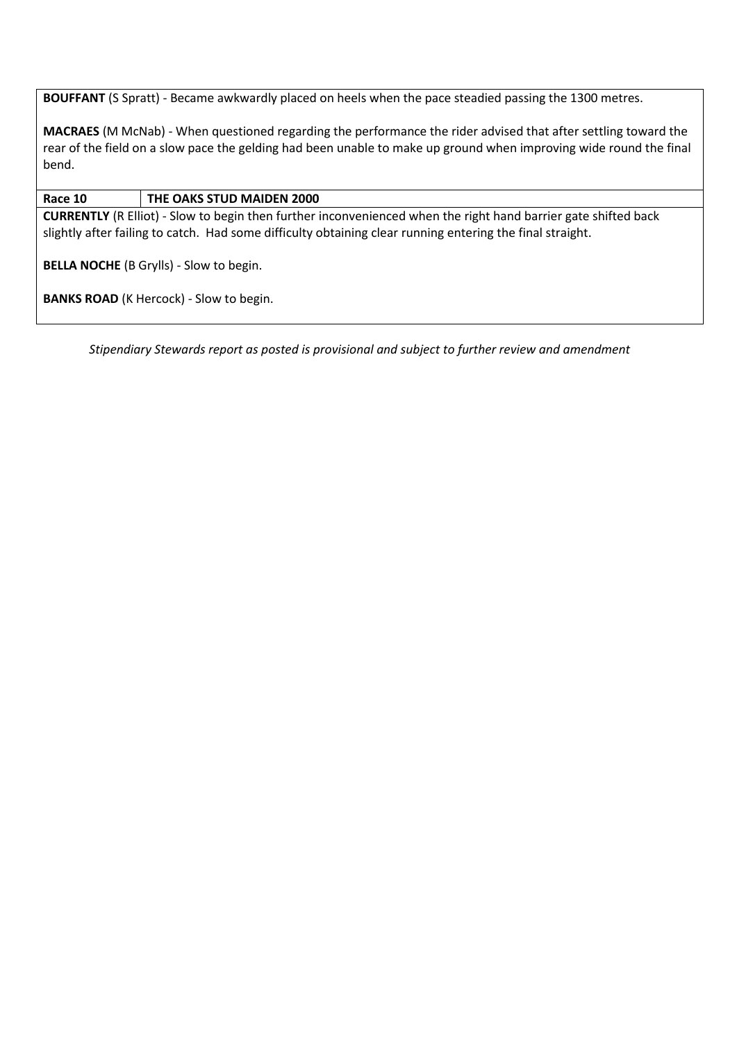**BOUFFANT** (S Spratt) - Became awkwardly placed on heels when the pace steadied passing the 1300 metres.

**MACRAES** (M McNab) - When questioned regarding the performance the rider advised that after settling toward the rear of the field on a slow pace the gelding had been unable to make up ground when improving wide round the final bend.

| Race 10 | THE OAKS STUD MAIDEN 2000 |
|---|---|

**CURRENTLY** (R Elliot) - Slow to begin then further inconvenienced when the right hand barrier gate shifted back slightly after failing to catch. Had some difficulty obtaining clear running entering the final straight.

**BELLA NOCHE** (B Grylls) - Slow to begin.

**BANKS ROAD** (K Hercock) - Slow to begin.

*Stipendiary Stewards report as posted is provisional and subject to further review and amendment*